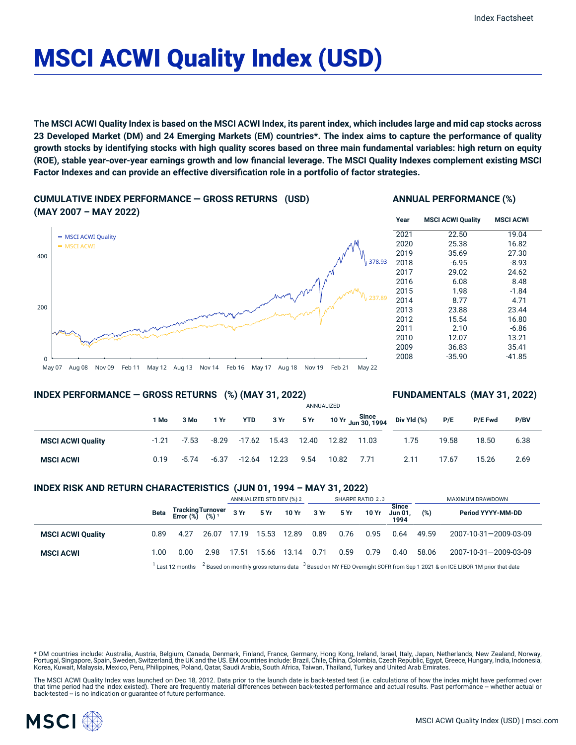# MSCI ACWI Quality Index (USD)

**The MSCI ACWI Quality Index is based on the MSCI ACWI Index, its parent index, which includes large and mid cap stocks across 23 Developed Market (DM) and 24 Emerging Markets (EM) countries\*. The index aims to capture the performance of quality growth stocks by identifying stocks with high quality scores based on three main fundamental variables: high return on equity (ROE), stable year-over-year earnings growth and low financial leverage. The MSCI Quality Indexes complement existing MSCI Factor Indexes and can provide an effective diversification role in a portfolio of factor strategies.**

## CUMULATIVE INDEX PERFORMANCE — GROSS RETURNS (USD) (MAY 2007 – MAY 2022)

- MSCI ACWI Quality: 378.93
- MSCI ACWI: 237.89

## ANNUAL PERFORMANCE (%)

| Year | MSCI ACWI Quality | MSCI ACWI |
|---|---|---|
| 2021 | 22.50 | 19.04 |
| 2020 | 25.38 | 16.82 |
| 2019 | 35.69 | 27.30 |
| 2018 | -6.95 | -8.93 |
| 2017 | 29.02 | 24.62 |
| 2016 | 6.08 | 8.48 |
| 2015 | 1.98 | -1.84 |
| 2014 | 8.77 | 4.71 |
| 2013 | 23.88 | 23.44 |
| 2012 | 15.54 | 16.80 |
| 2011 | 2.10 | -6.86 |
| 2010 | 12.07 | 13.21 |
| 2009 | 36.83 | 35.41 |
| 2008 | -35.90 | -41.85 |

## INDEX PERFORMANCE — GROSS RETURNS (%) (MAY 31, 2022) / FUNDAMENTALS (MAY 31, 2022)

| | | | | | ANNUALIZED | | | | | | | |
|---|---|---|---|---|---|---|---|---|---|---|---|---|
| | 1 Mo | 3 Mo | 1 Yr | YTD | 3 Yr | 5 Yr | 10 Yr | Since Jun 30, 1994 | Div Yld (%) | P/E | P/E Fwd | P/BV |
| **MSCI ACWI Quality** | -1.21 | -7.53 | -8.29 | -17.62 | 15.43 | 12.40 | 12.82 | 11.03 | 1.75 | 19.58 | 18.50 | 6.38 |
| **MSCI ACWI** | 0.19 | -5.74 | -6.37 | -12.64 | 12.23 | 9.54 | 10.82 | 7.71 | 2.11 | 17.67 | 15.26 | 2.69 |

## INDEX RISK AND RETURN CHARACTERISTICS (JUN 01, 1994 – MAY 31, 2022)

| | | | | ANNUALIZED STD DEV (%) [2] | | | SHARPE RATIO [2,3] | | | | MAXIMUM DRAWDOWN | |
|---|---|---|---|---|---|---|---|---|---|---|---|---|
| | Beta | Tracking Error (%) | Turnover (%) [1] | 3 Yr | 5 Yr | 10 Yr | 3 Yr | 5 Yr | 10 Yr | Since Jun 01, 1994 | (%) | Period YYYY-MM-DD |
| **MSCI ACWI Quality** | 0.89 | 4.27 | 26.07 | 17.19 | 15.53 | 12.89 | 0.89 | 0.76 | 0.95 | 0.64 | 49.59 | 2007-10-31—2009-03-09 |
| **MSCI ACWI** | 1.00 | 0.00 | 2.98 | 17.51 | 15.66 | 13.14 | 0.71 | 0.59 | 0.79 | 0.40 | 58.06 | 2007-10-31—2009-03-09 |

[1] Last 12 months [2] Based on monthly gross returns data [3] Based on NY FED Overnight SOFR from Sep 1 2021 & on ICE LIBOR 1M prior that date

\* DM countries include: Australia, Austria, Belgium, Canada, Denmark, Finland, France, Germany, Hong Kong, Ireland, Israel, Italy, Japan, Netherlands, New Zealand, Norway, Portugal, Singapore, Spain, Sweden, Switzerland, the UK and the US. EM countries include: Brazil, Chile, China, Colombia, Czech Republic, Egypt, Greece, Hungary, India, Indonesia, Korea, Kuwait, Malaysia, Mexico, Peru, Philippines, Poland, Qatar, Saudi Arabia, South Africa, Taiwan, Thailand, Turkey and United Arab Emirates.

The MSCI ACWI Quality Index was launched on Dec 18, 2012. Data prior to the launch date is back-tested test (i.e. calculations of how the index might have performed over that time period had the index existed). There are frequently material differences between back-tested performance and actual results. Past performance -- whether actual or back-tested -- is no indication or guarantee of future performance.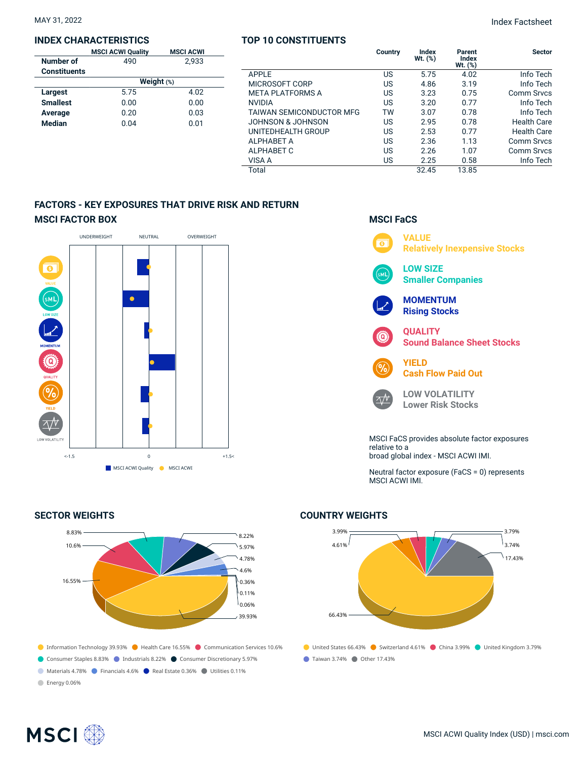MAY 31, 2022

Index Factsheet

## INDEX CHARACTERISTICS

| | MSCI ACWI Quality | MSCI ACWI |
|---|---|---|
| **Number of Constituents** | 490 | 2,933 |
| | **Weight** (%) | |
| **Largest** | 5.75 | 4.02 |
| **Smallest** | 0.00 | 0.00 |
| **Average** | 0.20 | 0.03 |
| **Median** | 0.04 | 0.01 |

## TOP 10 CONSTITUENTS

| | Country | Index Wt. (%) | Parent Index Wt. (%) | Sector |
|---|---|---|---|---|
| APPLE | US | 5.75 | 4.02 | Info Tech |
| MICROSOFT CORP | US | 4.86 | 3.19 | Info Tech |
| META PLATFORMS A | US | 3.23 | 0.75 | Comm Srvcs |
| NVIDIA | US | 3.20 | 0.77 | Info Tech |
| TAIWAN SEMICONDUCTOR MFG | TW | 3.07 | 0.78 | Info Tech |
| JOHNSON & JOHNSON | US | 2.95 | 0.78 | Health Care |
| UNITEDHEALTH GROUP | US | 2.53 | 0.77 | Health Care |
| ALPHABET A | US | 2.36 | 1.13 | Comm Srvcs |
| ALPHABET C | US | 2.26 | 1.07 | Comm Srvcs |
| VISA A | US | 2.25 | 0.58 | Info Tech |
| Total | | 32.45 | 13.85 | |

## FACTORS - KEY EXPOSURES THAT DRIVE RISK AND RETURN

### MSCI FACTOR BOX

UNDERWEIGHT | NEUTRAL | OVERWEIGHT

VALUE, LOW SIZE, MOMENTUM, QUALITY, YIELD, LOW VOLATILITY

<-1.5 | 0 | +1.5<

MSCI ACWI Quality | MSCI ACWI

### MSCI FaCS

**VALUE**
Relatively Inexpensive Stocks

**LOW SIZE**
Smaller Companies

**MOMENTUM**
Rising Stocks

**QUALITY**
Sound Balance Sheet Stocks

**YIELD**
Cash Flow Paid Out

**LOW VOLATILITY**
Lower Risk Stocks

MSCI FaCS provides absolute factor exposures relative to a
broad global index - MSCI ACWI IMI.

Neutral factor exposure (FaCS = 0) represents MSCI ACWI IMI.

## SECTOR WEIGHTS

- Information Technology 39.93%
- Health Care 16.55%
- Communication Services 10.6%
- Consumer Staples 8.83%
- Industrials 8.22%
- Consumer Discretionary 5.97%
- Materials 4.78%
- Financials 4.6%
- Real Estate 0.36%
- Utilities 0.11%
- Energy 0.06%

## COUNTRY WEIGHTS

- United States 66.43%
- Switzerland 4.61%
- China 3.99%
- United Kingdom 3.79%
- Taiwan 3.74%
- Other 17.43%

MSCI ACWI Quality Index (USD) | msci.com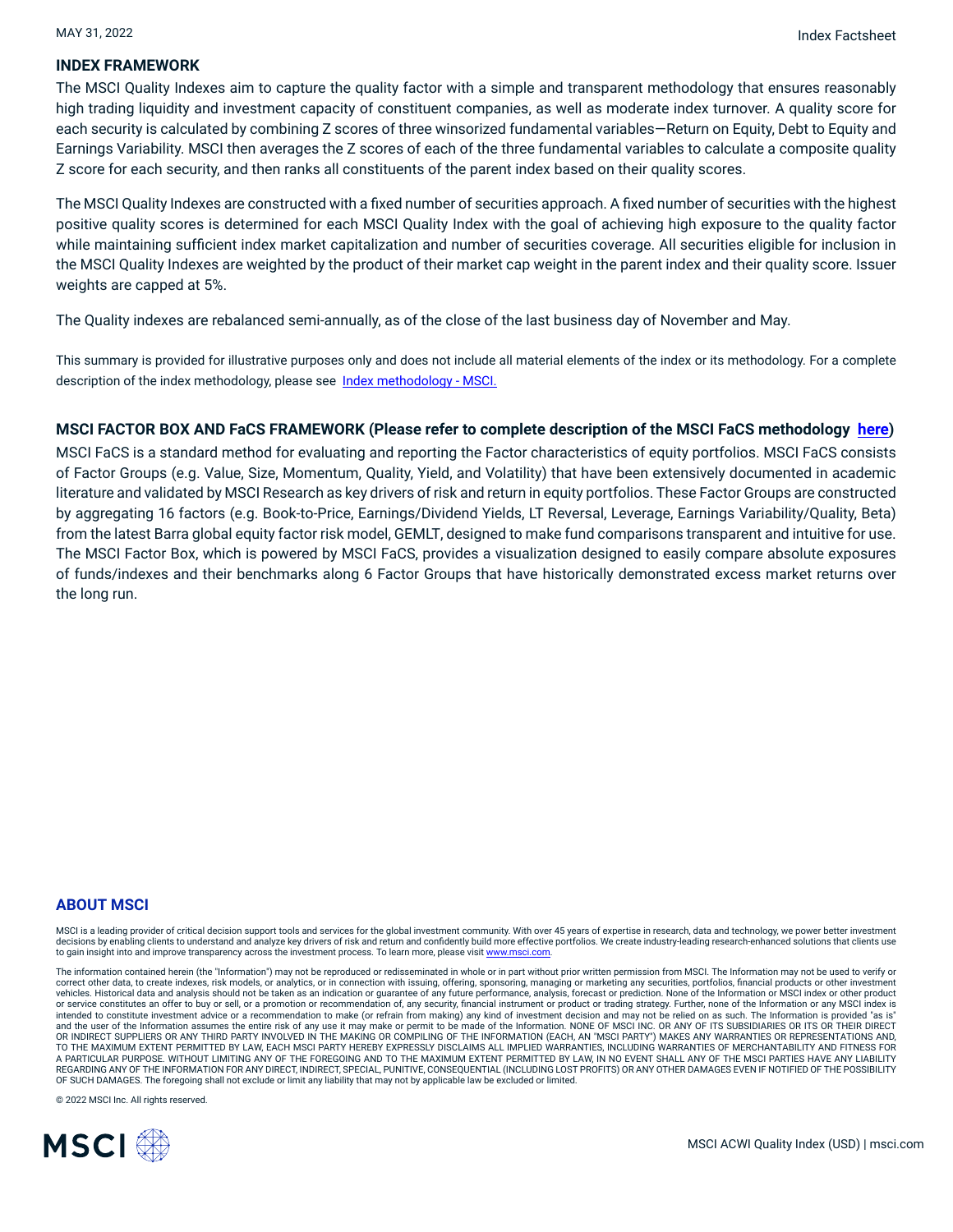## INDEX FRAMEWORK

The MSCI Quality Indexes aim to capture the quality factor with a simple and transparent methodology that ensures reasonably high trading liquidity and investment capacity of constituent companies, as well as moderate index turnover. A quality score for each security is calculated by combining Z scores of three winsorized fundamental variables—Return on Equity, Debt to Equity and Earnings Variability. MSCI then averages the Z scores of each of the three fundamental variables to calculate a composite quality Z score for each security, and then ranks all constituents of the parent index based on their quality scores.

The MSCI Quality Indexes are constructed with a fixed number of securities approach. A fixed number of securities with the highest positive quality scores is determined for each MSCI Quality Index with the goal of achieving high exposure to the quality factor while maintaining sufficient index market capitalization and number of securities coverage. All securities eligible for inclusion in the MSCI Quality Indexes are weighted by the product of their market cap weight in the parent index and their quality score. Issuer weights are capped at 5%.

The Quality indexes are rebalanced semi-annually, as of the close of the last business day of November and May.

This summary is provided for illustrative purposes only and does not include all material elements of the index or its methodology. For a complete description of the index methodology, please see [Index methodology - MSCI.](#)

## MSCI FACTOR BOX AND FaCS FRAMEWORK (Please refer to complete description of the MSCI FaCS methodology [here](#))

MSCI FaCS is a standard method for evaluating and reporting the Factor characteristics of equity portfolios. MSCI FaCS consists of Factor Groups (e.g. Value, Size, Momentum, Quality, Yield, and Volatility) that have been extensively documented in academic literature and validated by MSCI Research as key drivers of risk and return in equity portfolios. These Factor Groups are constructed by aggregating 16 factors (e.g. Book-to-Price, Earnings/Dividend Yields, LT Reversal, Leverage, Earnings Variability/Quality, Beta) from the latest Barra global equity factor risk model, GEMLT, designed to make fund comparisons transparent and intuitive for use. The MSCI Factor Box, which is powered by MSCI FaCS, provides a visualization designed to easily compare absolute exposures of funds/indexes and their benchmarks along 6 Factor Groups that have historically demonstrated excess market returns over the long run.

## ABOUT MSCI

MSCI is a leading provider of critical decision support tools and services for the global investment community. With over 45 years of expertise in research, data and technology, we power better investment decisions by enabling clients to understand and analyze key drivers of risk and return and confidently build more effective portfolios. We create industry-leading research-enhanced solutions that clients use to gain insight into and improve transparency across the investment process. To learn more, please visit www.msci.com.

The information contained herein (the "Information") may not be reproduced or redisseminated in whole or in part without prior written permission from MSCI. The Information may not be used to verify or correct other data, to create indexes, risk models, or analytics, or in connection with issuing, offering, sponsoring, managing or marketing any securities, portfolios, financial products or other investment vehicles. Historical data and analysis should not be taken as an indication or guarantee of any future performance, analysis, forecast or prediction. None of the Information or MSCI index or other product or service constitutes an offer to buy or sell, or a promotion or recommendation of, any security, financial instrument or product or trading strategy. Further, none of the Information or any MSCI index is intended to constitute investment advice or a recommendation to make (or refrain from making) any kind of investment decision and may not be relied on as such. The Information is provided "as is" and the user of the Information assumes the entire risk of any use it may make or permit to be made of the Information. NONE OF MSCI INC. OR ANY OF ITS SUBSIDIARIES OR ITS OR THEIR DIRECT OR INDIRECT SUPPLIERS OR ANY THIRD PARTY INVOLVED IN THE MAKING OR COMPILING OF THE INFORMATION (EACH, AN "MSCI PARTY") MAKES ANY WARRANTIES OR REPRESENTATIONS AND, TO THE MAXIMUM EXTENT PERMITTED BY LAW, EACH MSCI PARTY HEREBY EXPRESSLY DISCLAIMS ALL IMPLIED WARRANTIES, INCLUDING WARRANTIES OF MERCHANTABILITY AND FITNESS FOR A PARTICULAR PURPOSE. WITHOUT LIMITING ANY OF THE FOREGOING AND TO THE MAXIMUM EXTENT PERMITTED BY LAW, IN NO EVENT SHALL ANY OF THE MSCI PARTIES HAVE ANY LIABILITY REGARDING ANY OF THE INFORMATION FOR ANY DIRECT, INDIRECT, SPECIAL, PUNITIVE, CONSEQUENTIAL (INCLUDING LOST PROFITS) OR ANY OTHER DAMAGES EVEN IF NOTIFIED OF THE POSSIBILITY OF SUCH DAMAGES. The foregoing shall not exclude or limit any liability that may not by applicable law be excluded or limited.

© 2022 MSCI Inc. All rights reserved.